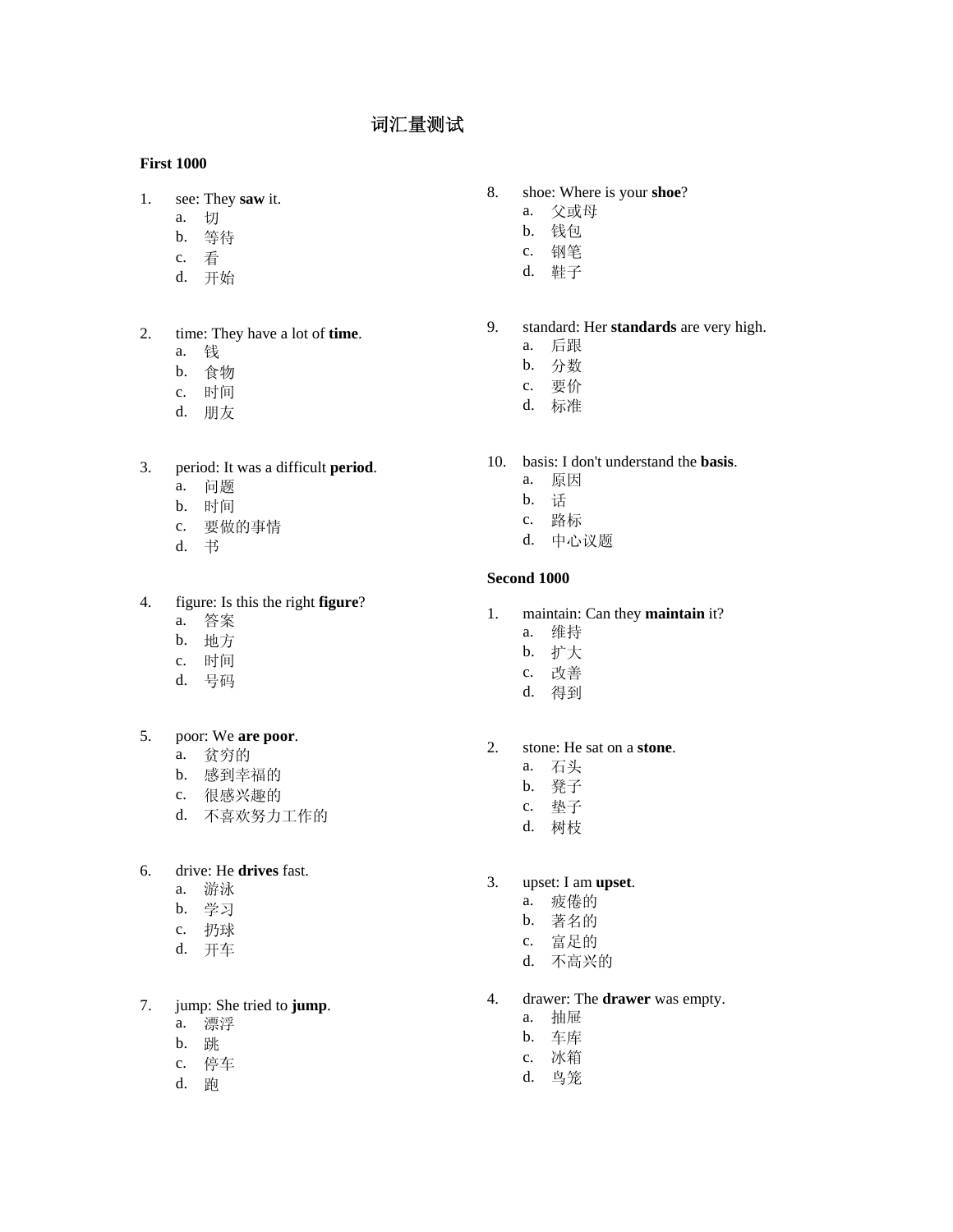# 词汇量测试

## First 1000

1. see: They **saw** it.
   a. 切
   b. 等待
   c. 看
   d. 开始

2. time: They have a lot of **time**.
   a. 钱
   b. 食物
   c. 时间
   d. 朋友

3. period: It was a difficult **period**.
   a. 问题
   b. 时间
   c. 要做的事情
   d. 书

4. figure: Is this the right **figure**?
   a. 答案
   b. 地方
   c. 时间
   d. 号码

5. poor: We **are poor**.
   a. 贫穷的
   b. 感到幸福的
   c. 很感兴趣的
   d. 不喜欢努力工作的

6. drive: He **drives** fast.
   a. 游泳
   b. 学习
   c. 扔球
   d. 开车

7. jump: She tried to **jump**.
   a. 漂浮
   b. 跳
   c. 停车
   d. 跑

8. shoe: Where is your **shoe**?
   a. 父或母
   b. 钱包
   c. 钢笔
   d. 鞋子

9. standard: Her **standards** are very high.
   a. 后跟
   b. 分数
   c. 要价
   d. 标准

10. basis: I don't understand the **basis**.
    a. 原因
    b. 话
    c. 路标
    d. 中心议题

## Second 1000

1. maintain: Can they **maintain** it?
   a. 维持
   b. 扩大
   c. 改善
   d. 得到

2. stone: He sat on a **stone**.
   a. 石头
   b. 凳子
   c. 垫子
   d. 树枝

3. upset: I am **upset**.
   a. 疲倦的
   b. 著名的
   c. 富足的
   d. 不高兴的

4. drawer: The **drawer** was empty.
   a. 抽屉
   b. 车库
   c. 冰箱
   d. 鸟笼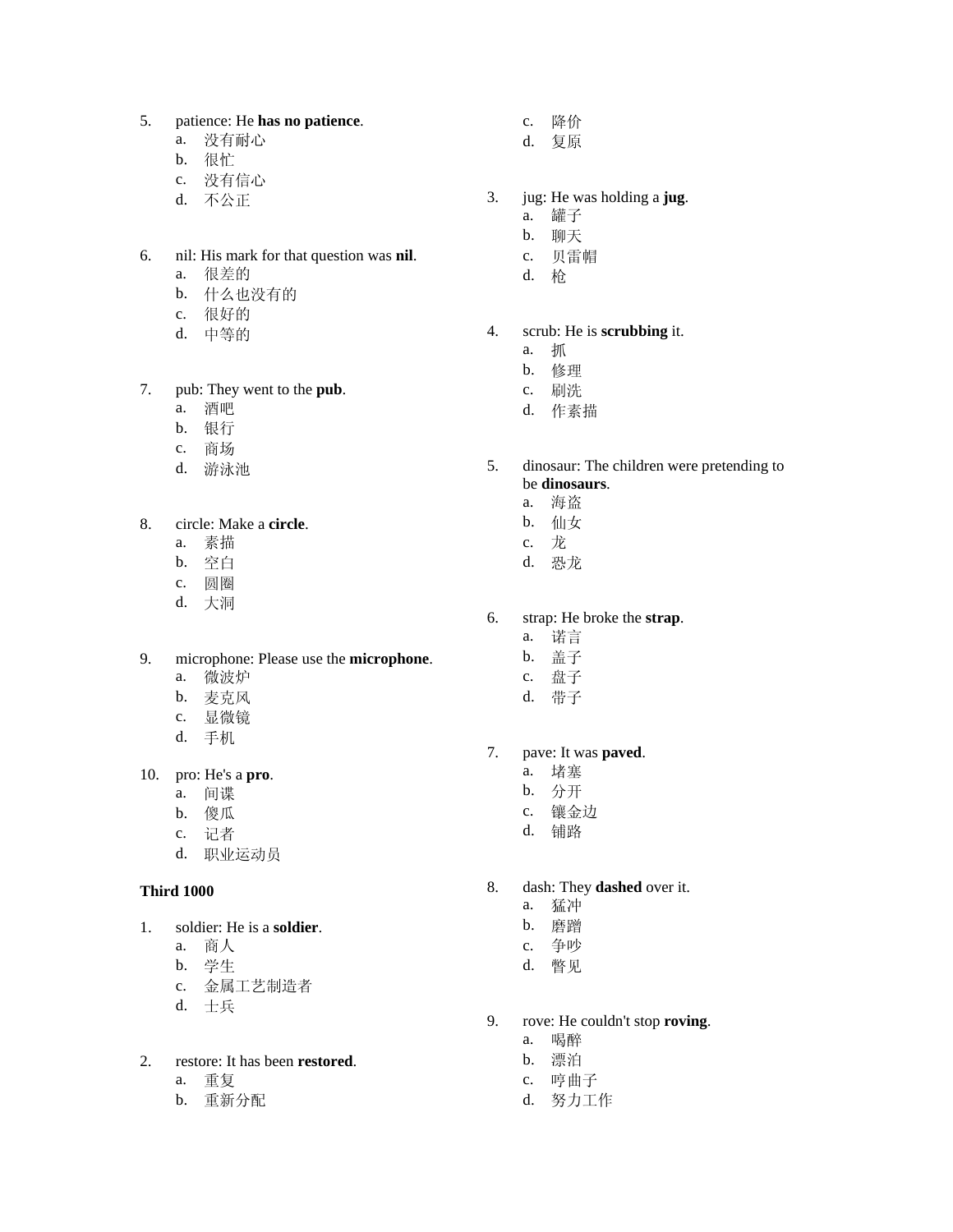5. patience: He **has no patience**.
   a. 没有耐心
   b. 很忙
   c. 没有信心
   d. 不公正

6. nil: His mark for that question was **nil**.
   a. 很差的
   b. 什么也没有的
   c. 很好的
   d. 中等的

7. pub: They went to the **pub**.
   a. 酒吧
   b. 银行
   c. 商场
   d. 游泳池

8. circle: Make a **circle**.
   a. 素描
   b. 空白
   c. 圆圈
   d. 大洞

9. microphone: Please use the **microphone**.
   a. 微波炉
   b. 麦克风
   c. 显微镜
   d. 手机

10. pro: He's a **pro**.
    a. 间谍
    b. 傻瓜
    c. 记者
    d. 职业运动员

**Third 1000**

1. soldier: He is a **soldier**.
   a. 商人
   b. 学生
   c. 金属工艺制造者
   d. 士兵

2. restore: It has been **restored**.
   a. 重复
   b. 重新分配
   c. 降价
   d. 复原

3. jug: He was holding a **jug**.
   a. 罐子
   b. 聊天
   c. 贝雷帽
   d. 枪

4. scrub: He is **scrubbing** it.
   a. 抓
   b. 修理
   c. 刷洗
   d. 作素描

5. dinosaur: The children were pretending to be **dinosaurs**.
   a. 海盗
   b. 仙女
   c. 龙
   d. 恐龙

6. strap: He broke the **strap**.
   a. 诺言
   b. 盖子
   c. 盘子
   d. 带子

7. pave: It was **paved**.
   a. 堵塞
   b. 分开
   c. 镶金边
   d. 铺路

8. dash: They **dashed** over it.
   a. 猛冲
   b. 磨蹭
   c. 争吵
   d. 瞥见

9. rove: He couldn't stop **roving**.
   a. 喝醉
   b. 漂泊
   c. 哼曲子
   d. 努力工作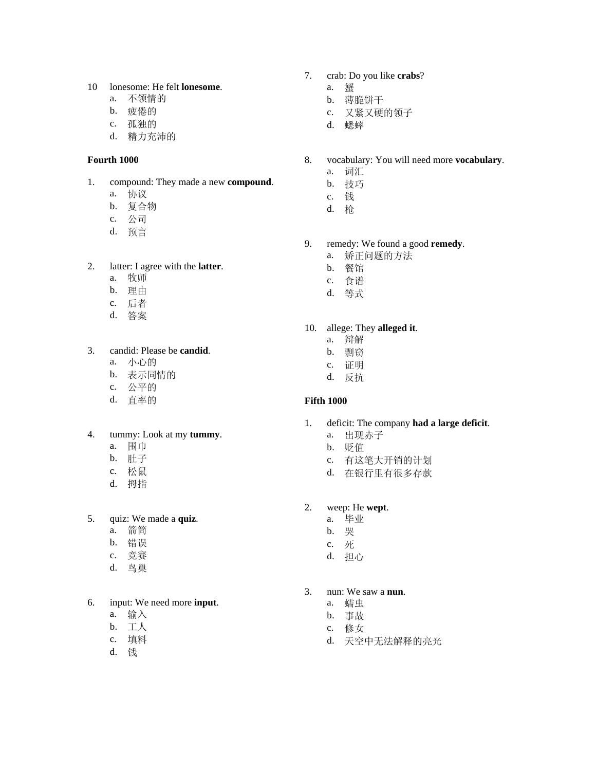10 lonesome: He felt **lonesome**.
   a. 不领情的
   b. 疲倦的
   c. 孤独的
   d. 精力充沛的

**Fourth 1000**

1. compound: They made a new **compound**.
   a. 协议
   b. 复合物
   c. 公司
   d. 预言

2. latter: I agree with the **latter**.
   a. 牧师
   b. 理由
   c. 后者
   d. 答案

3. candid: Please be **candid**.
   a. 小心的
   b. 表示同情的
   c. 公平的
   d. 直率的

4. tummy: Look at my **tummy**.
   a. 围巾
   b. 肚子
   c. 松鼠
   d. 拇指

5. quiz: We made a **quiz**.
   a. 箭筒
   b. 错误
   c. 竞赛
   d. 鸟巢

6. input: We need more **input**.
   a. 输入
   b. 工人
   c. 填料
   d. 钱

7. crab: Do you like **crabs**?
   a. 蟹
   b. 薄脆饼干
   c. 又紧又硬的领子
   d. 蟋蟀

8. vocabulary: You will need more **vocabulary**.
   a. 词汇
   b. 技巧
   c. 钱
   d. 枪

9. remedy: We found a good **remedy**.
   a. 矫正问题的方法
   b. 餐馆
   c. 食谱
   d. 等式

10. allege: They **alleged it**.
    a. 辩解
    b. 剽窃
    c. 证明
    d. 反抗

**Fifth 1000**

1. deficit: The company **had a large deficit**.
   a. 出现赤子
   b. 贬值
   c. 有这笔大开销的计划
   d. 在银行里有很多存款

2. weep: He **wept**.
   a. 毕业
   b. 哭
   c. 死
   d. 担心

3. nun: We saw a **nun**.
   a. 蠕虫
   b. 事故
   c. 修女
   d. 天空中无法解释的亮光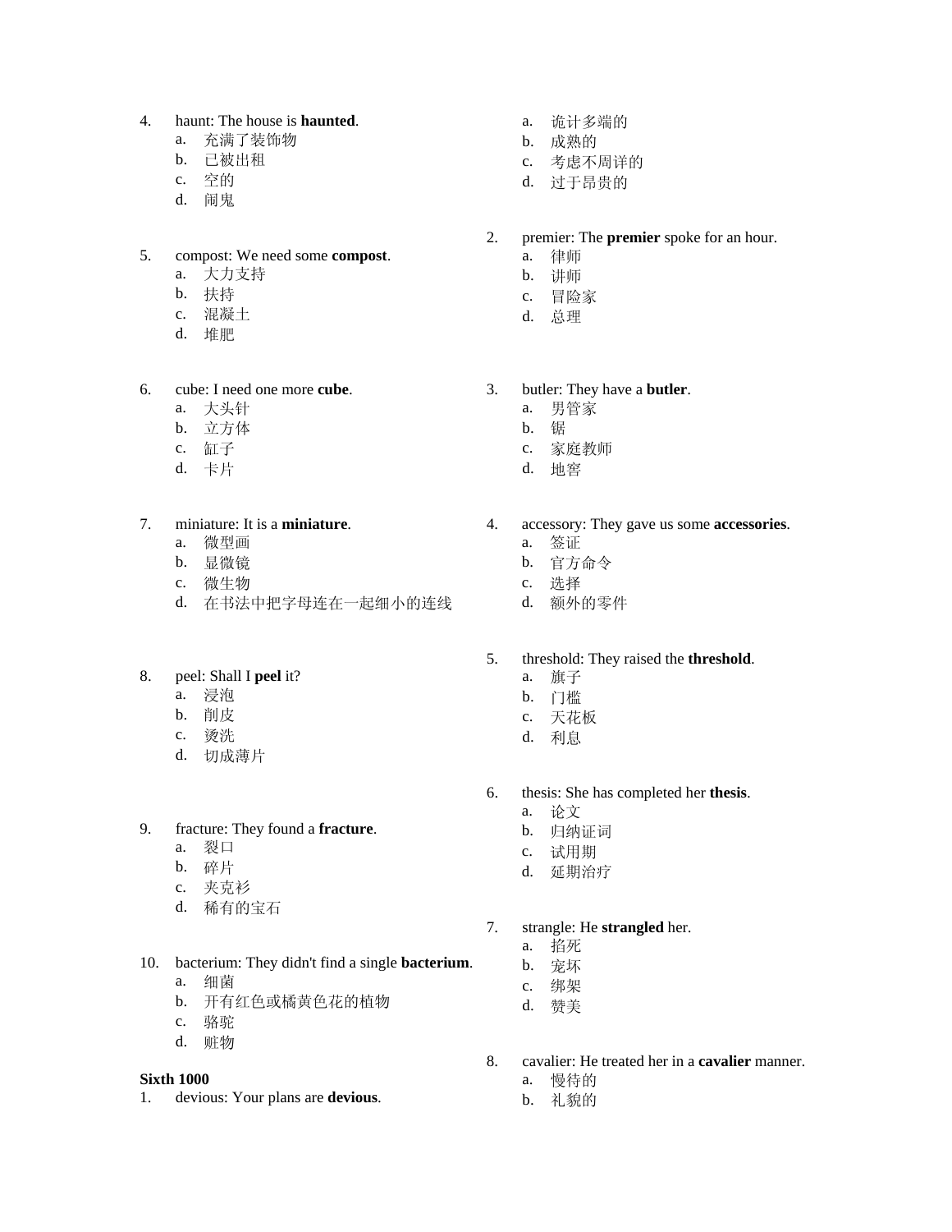4. haunt: The house is **haunted**.
   a. 充满了装饰物
   b. 已被出租
   c. 空的
   d. 闹鬼

5. compost: We need some **compost**.
   a. 大力支持
   b. 扶持
   c. 混凝土
   d. 堆肥

6. cube: I need one more **cube**.
   a. 大头针
   b. 立方体
   c. 缸子
   d. 卡片

7. miniature: It is a **miniature**.
   a. 微型画
   b. 显微镜
   c. 微生物
   d. 在书法中把字母连在一起细小的连线

8. peel: Shall I **peel** it?
   a. 浸泡
   b. 削皮
   c. 烫洗
   d. 切成薄片

9. fracture: They found a **fracture**.
   a. 裂口
   b. 碎片
   c. 夹克衫
   d. 稀有的宝石

10. bacterium: They didn't find a single **bacterium**.
    a. 细菌
    b. 开有红色或橘黄色花的植物
    c. 骆驼
    d. 赃物

**Sixth 1000**

1. devious: Your plans are **devious**.
   a. 诡计多端的
   b. 成熟的
   c. 考虑不周详的
   d. 过于昂贵的

2. premier: The **premier** spoke for an hour.
   a. 律师
   b. 讲师
   c. 冒险家
   d. 总理

3. butler: They have a **butler**.
   a. 男管家
   b. 锯
   c. 家庭教师
   d. 地窖

4. accessory: They gave us some **accessories**.
   a. 签证
   b. 官方命令
   c. 选择
   d. 额外的零件

5. threshold: They raised the **threshold**.
   a. 旗子
   b. 门槛
   c. 天花板
   d. 利息

6. thesis: She has completed her **thesis**.
   a. 论文
   b. 归纳证词
   c. 试用期
   d. 延期治疗

7. strangle: He **strangled** her.
   a. 掐死
   b. 宠坏
   c. 绑架
   d. 赞美

8. cavalier: He treated her in a **cavalier** manner.
   a. 慢待的
   b. 礼貌的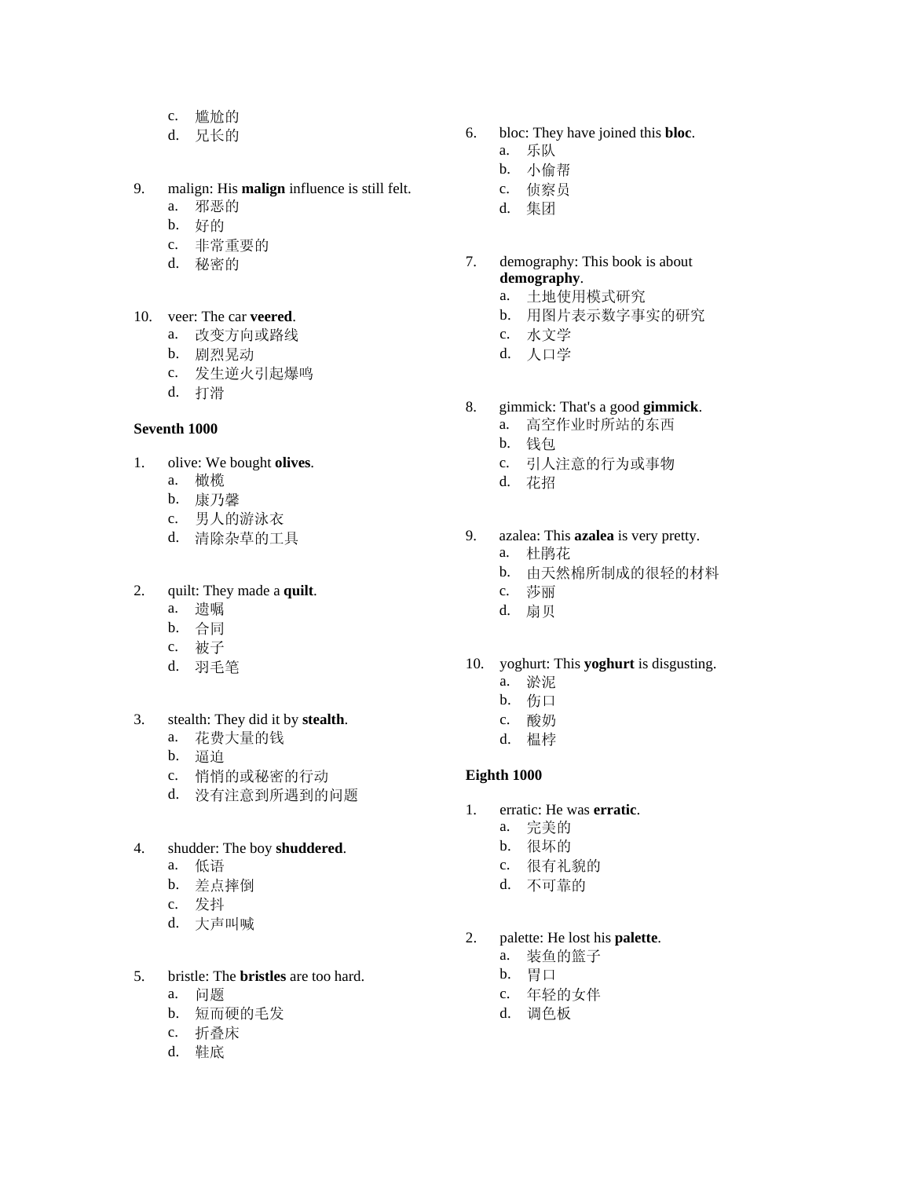c. 尴尬的
d. 兄长的

9. malign: His **malign** influence is still felt.
   a. 邪恶的
   b. 好的
   c. 非常重要的
   d. 秘密的

10. veer: The car **veered**.
    a. 改变方向或路线
    b. 剧烈晃动
    c. 发生逆火引起爆鸣
    d. 打滑

**Seventh 1000**

1. olive: We bought **olives**.
   a. 橄榄
   b. 康乃馨
   c. 男人的游泳衣
   d. 清除杂草的工具

2. quilt: They made a **quilt**.
   a. 遗嘱
   b. 合同
   c. 被子
   d. 羽毛笔

3. stealth: They did it by **stealth**.
   a. 花费大量的钱
   b. 逼迫
   c. 悄悄的或秘密的行动
   d. 没有注意到所遇到的问题

4. shudder: The boy **shuddered**.
   a. 低语
   b. 差点摔倒
   c. 发抖
   d. 大声叫喊

5. bristle: The **bristles** are too hard.
   a. 问题
   b. 短而硬的毛发
   c. 折叠床
   d. 鞋底

6. bloc: They have joined this **bloc**.
   a. 乐队
   b. 小偷帮
   c. 侦察员
   d. 集团

7. demography: This book is about **demography**.
   a. 土地使用模式研究
   b. 用图片表示数字事实的研究
   c. 水文学
   d. 人口学

8. gimmick: That's a good **gimmick**.
   a. 高空作业时所站的东西
   b. 钱包
   c. 引人注意的行为或事物
   d. 花招

9. azalea: This **azalea** is very pretty.
   a. 杜鹃花
   b. 由天然棉所制成的很轻的材料
   c. 莎丽
   d. 扇贝

10. yoghurt: This **yoghurt** is disgusting.
    a. 淤泥
    b. 伤口
    c. 酸奶
    d. 榅桲

**Eighth 1000**

1. erratic: He was **erratic**.
   a. 完美的
   b. 很坏的
   c. 很有礼貌的
   d. 不可靠的

2. palette: He lost his **palette**.
   a. 装鱼的篮子
   b. 胃口
   c. 年轻的女伴
   d. 调色板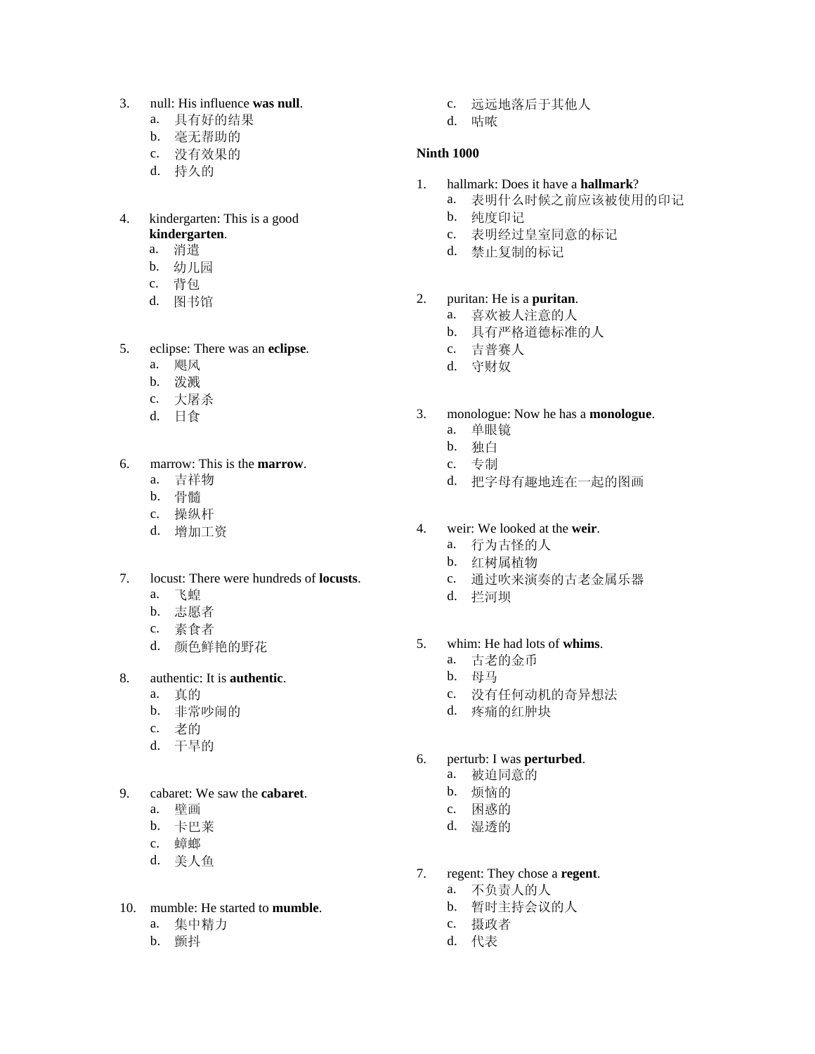3. null: His influence **was null**.
   a. 具有好的结果
   b. 毫无帮助的
   c. 没有效果的
   d. 持久的

4. kindergarten: This is a good **kindergarten**.
   a. 消遣
   b. 幼儿园
   c. 背包
   d. 图书馆

5. eclipse: There was an **eclipse**.
   a. 飓风
   b. 泼溅
   c. 大屠杀
   d. 日食

6. marrow: This is the **marrow**.
   a. 吉祥物
   b. 骨髓
   c. 操纵杆
   d. 增加工资

7. locust: There were hundreds of **locusts**.
   a. 飞蝗
   b. 志愿者
   c. 素食者
   d. 颜色鲜艳的野花

8. authentic: It is **authentic**.
   a. 真的
   b. 非常吵闹的
   c. 老的
   d. 干旱的

9. cabaret: We saw the **cabaret**.
   a. 壁画
   b. 卡巴莱
   c. 蟑螂
   d. 美人鱼

10. mumble: He started to **mumble**.
   a. 集中精力
   b. 颤抖
   c. 远远地落后于其他人
   d. 咕哝

**Ninth 1000**

1. hallmark: Does it have a **hallmark**?
   a. 表明什么时候之前应该被使用的印记
   b. 纯度印记
   c. 表明经过皇室同意的标记
   d. 禁止复制的标记

2. puritan: He is a **puritan**.
   a. 喜欢被人注意的人
   b. 具有严格道德标准的人
   c. 吉普赛人
   d. 守财奴

3. monologue: Now he has a **monologue**.
   a. 单眼镜
   b. 独白
   c. 专制
   d. 把字母有趣地连在一起的图画

4. weir: We looked at the **weir**.
   a. 行为古怪的人
   b. 红树属植物
   c. 通过吹来演奏的古老金属乐器
   d. 拦河坝

5. whim: He had lots of **whims**.
   a. 古老的金币
   b. 母马
   c. 没有任何动机的奇异想法
   d. 疼痛的红肿块

6. perturb: I was **perturbed**.
   a. 被迫同意的
   b. 烦恼的
   c. 困惑的
   d. 湿透的

7. regent: They chose a **regent**.
   a. 不负责人的人
   b. 暂时主持会议的人
   c. 摄政者
   d. 代表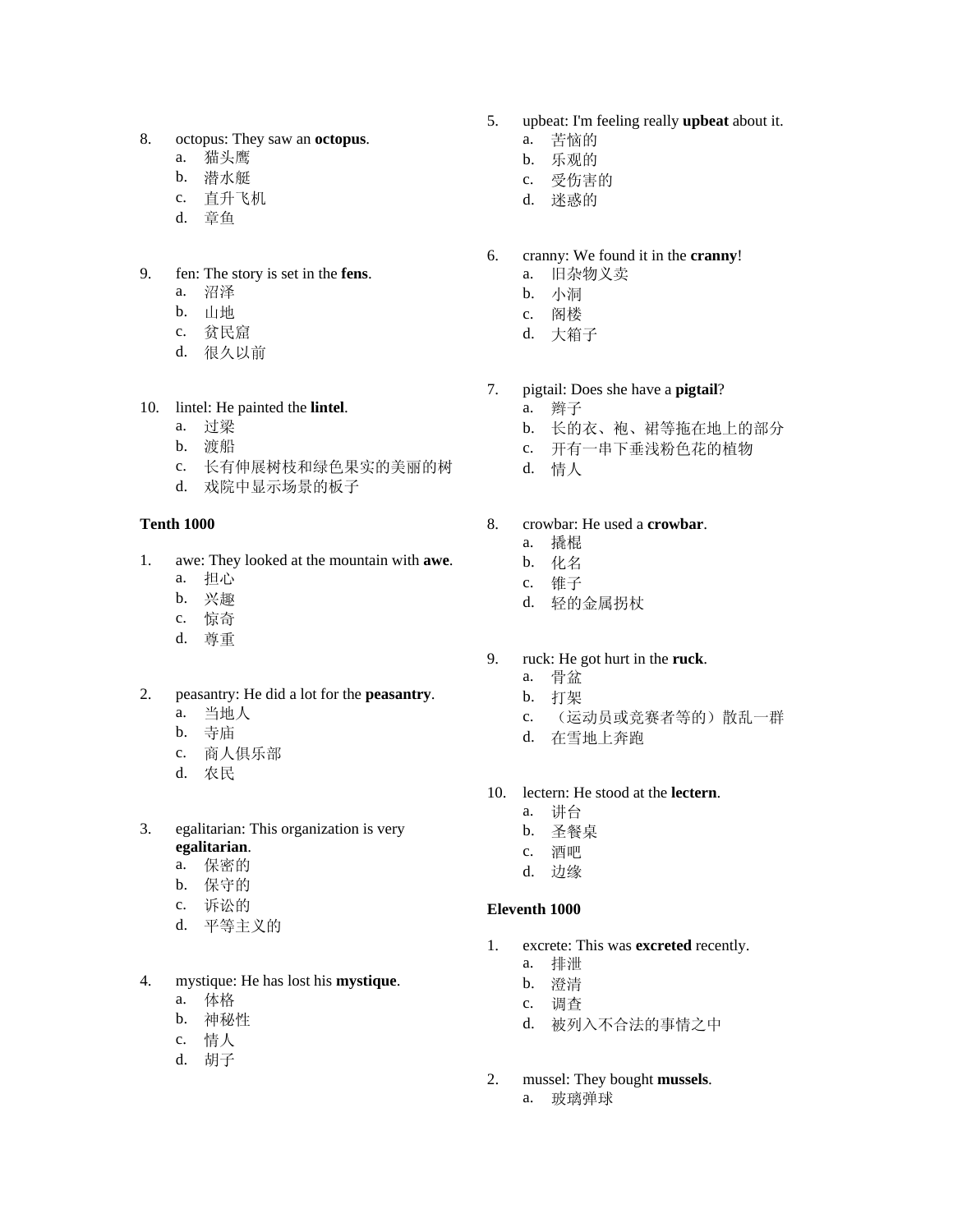8. octopus: They saw an **octopus**.
    a. 猫头鹰
    b. 潜水艇
    c. 直升飞机
    d. 章鱼

9. fen: The story is set in the **fens**.
    a. 沼泽
    b. 山地
    c. 贫民窟
    d. 很久以前

10. lintel: He painted the **lintel**.
    a. 过梁
    b. 渡船
    c. 长有伸展树枝和绿色果实的美丽的树
    d. 戏院中显示场景的板子

**Tenth 1000**

1. awe: They looked at the mountain with **awe**.
    a. 担心
    b. 兴趣
    c. 惊奇
    d. 尊重

2. peasantry: He did a lot for the **peasantry**.
    a. 当地人
    b. 寺庙
    c. 商人俱乐部
    d. 农民

3. egalitarian: This organization is very **egalitarian**.
    a. 保密的
    b. 保守的
    c. 诉讼的
    d. 平等主义的

4. mystique: He has lost his **mystique**.
    a. 体格
    b. 神秘性
    c. 情人
    d. 胡子

5. upbeat: I'm feeling really **upbeat** about it.
    a. 苦恼的
    b. 乐观的
    c. 受伤害的
    d. 迷惑的

6. cranny: We found it in the **cranny**!
    a. 旧杂物义卖
    b. 小洞
    c. 阁楼
    d. 大箱子

7. pigtail: Does she have a **pigtail**?
    a. 辫子
    b. 长的衣、袍、裙等拖在地上的部分
    c. 开有一串下垂浅粉色花的植物
    d. 情人

8. crowbar: He used a **crowbar**.
    a. 撬棍
    b. 化名
    c. 锥子
    d. 轻的金属拐杖

9. ruck: He got hurt in the **ruck**.
    a. 骨盆
    b. 打架
    c. （运动员或竞赛者等的）散乱一群
    d. 在雪地上奔跑

10. lectern: He stood at the **lectern**.
    a. 讲台
    b. 圣餐桌
    c. 酒吧
    d. 边缘

**Eleventh 1000**

1. excrete: This was **excreted** recently.
    a. 排泄
    b. 澄清
    c. 调查
    d. 被列入不合法的事情之中

2. mussel: They bought **mussels**.
    a. 玻璃弹球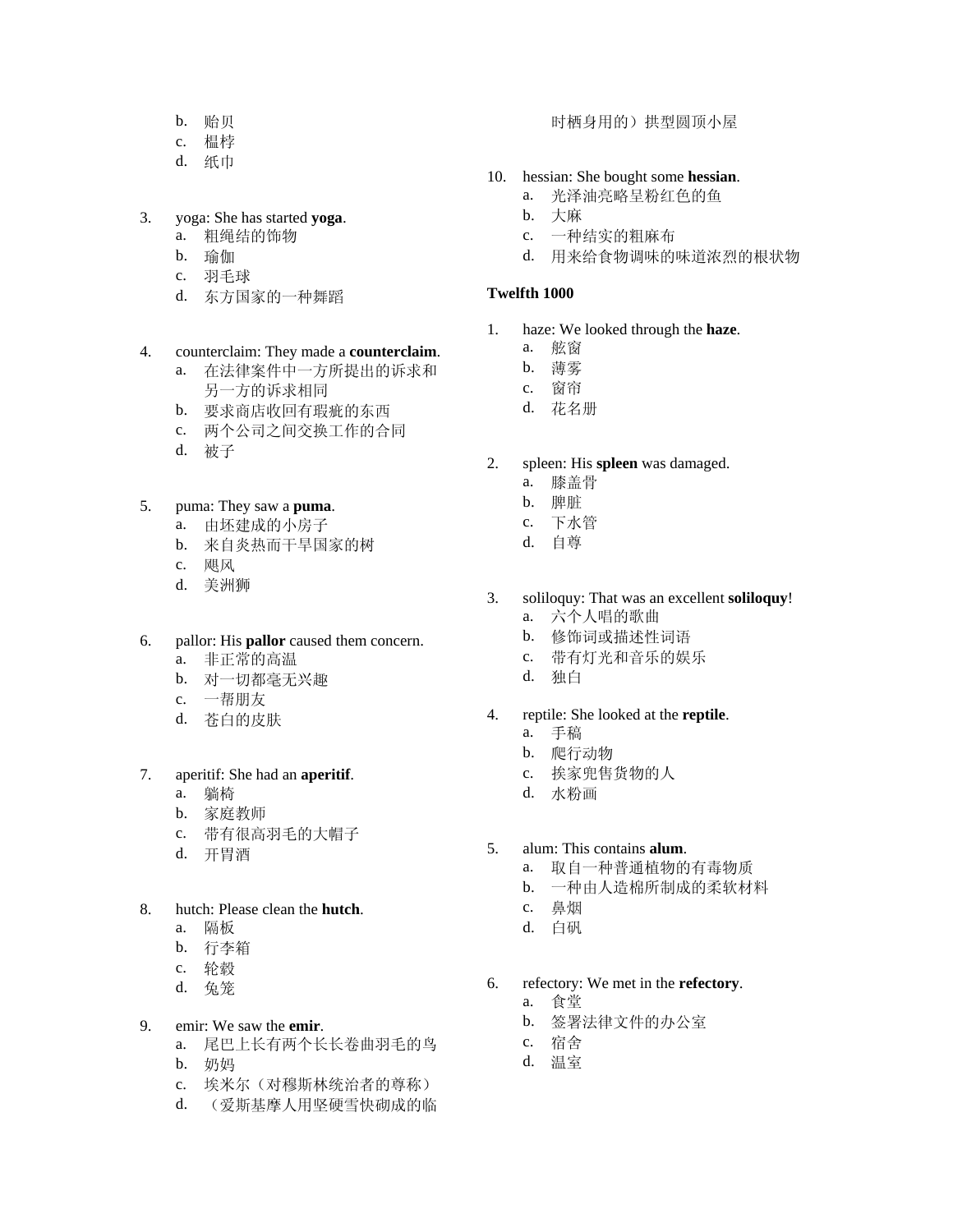b. 贻贝
c. 榅桲
d. 纸巾

3. yoga: She has started **yoga**.
   a. 粗绳结的饰物
   b. 瑜伽
   c. 羽毛球
   d. 东方国家的一种舞蹈

4. counterclaim: They made a **counterclaim**.
   a. 在法律案件中一方所提出的诉求和另一方的诉求相同
   b. 要求商店收回有瑕疵的东西
   c. 两个公司之间交换工作的合同
   d. 被子

5. puma: They saw a **puma**.
   a. 由坯建成的小房子
   b. 来自炎热而干旱国家的树
   c. 飓风
   d. 美洲狮

6. pallor: His **pallor** caused them concern.
   a. 非正常的高温
   b. 对一切都毫无兴趣
   c. 一帮朋友
   d. 苍白的皮肤

7. aperitif: She had an **aperitif**.
   a. 躺椅
   b. 家庭教师
   c. 带有很高羽毛的大帽子
   d. 开胃酒

8. hutch: Please clean the **hutch**.
   a. 隔板
   b. 行李箱
   c. 轮毂
   d. 兔笼

9. emir: We saw the **emir**.
   a. 尾巴上长有两个长长卷曲羽毛的鸟
   b. 奶妈
   c. 埃米尔（对穆斯林统治者的尊称）
   d. （爱斯基摩人用坚硬雪快砌成的临时栖身用的）拱型圆顶小屋

10. hessian: She bought some **hessian**.
    a. 光泽油亮略呈粉红色的鱼
    b. 大麻
    c. 一种结实的粗麻布
    d. 用来给食物调味的味道浓烈的根状物

**Twelfth 1000**

1. haze: We looked through the **haze**.
   a. 舷窗
   b. 薄雾
   c. 窗帘
   d. 花名册

2. spleen: His **spleen** was damaged.
   a. 膝盖骨
   b. 脾脏
   c. 下水管
   d. 自尊

3. soliloquy: That was an excellent **soliloquy**!
   a. 六个人唱的歌曲
   b. 修饰词或描述性词语
   c. 带有灯光和音乐的娱乐
   d. 独白

4. reptile: She looked at the **reptile**.
   a. 手稿
   b. 爬行动物
   c. 挨家兜售货物的人
   d. 水粉画

5. alum: This contains **alum**.
   a. 取自一种普通植物的有毒物质
   b. 一种由人造棉所制成的柔软材料
   c. 鼻烟
   d. 白矾

6. refectory: We met in the **refectory**.
   a. 食堂
   b. 签署法律文件的办公室
   c. 宿舍
   d. 温室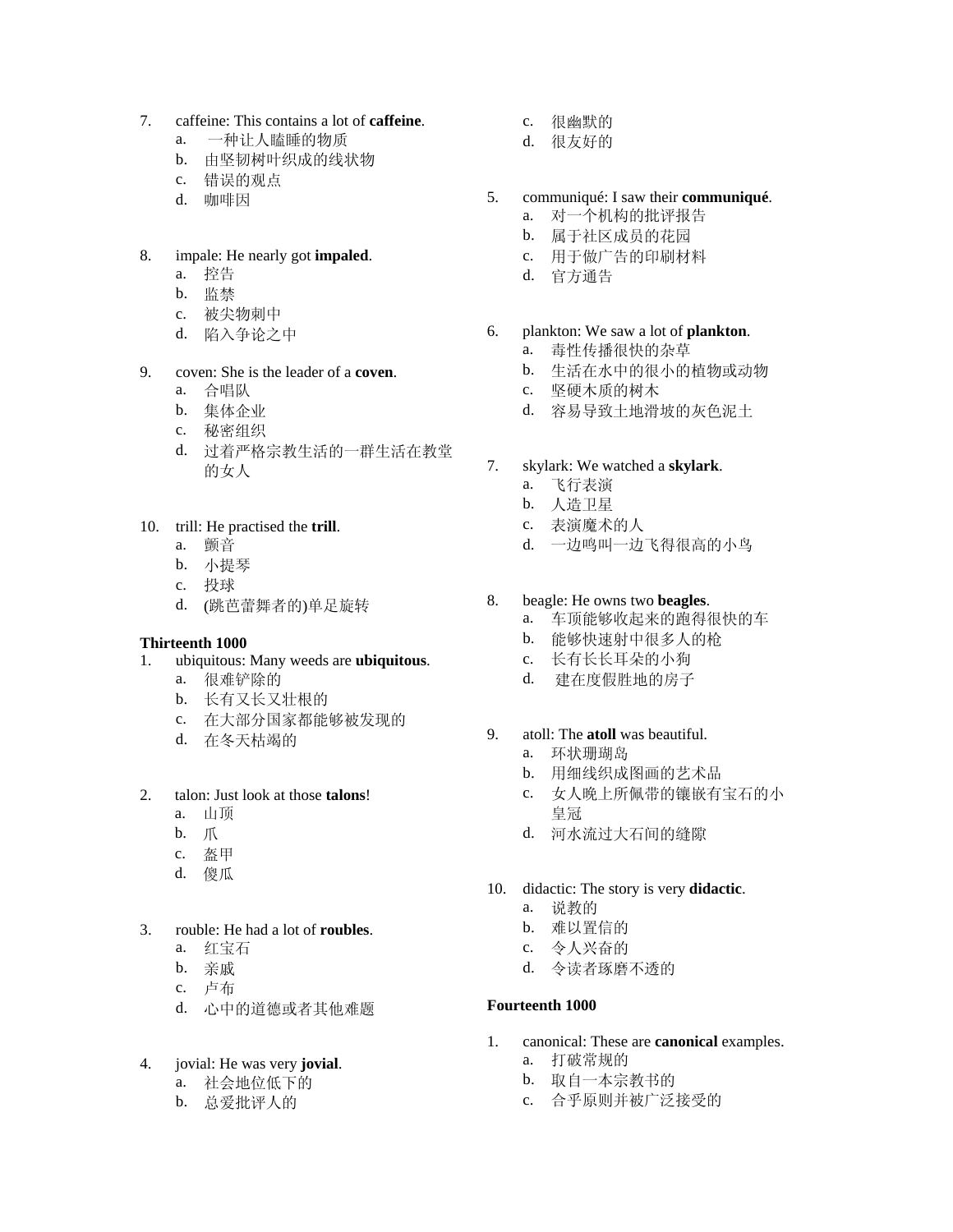7. caffeine: This contains a lot of **caffeine**.
   a. 一种让人瞌睡的物质
   b. 由坚韧树叶织成的线状物
   c. 错误的观点
   d. 咖啡因

8. impale: He nearly got **impaled**.
   a. 控告
   b. 监禁
   c. 被尖物刺中
   d. 陷入争论之中

9. coven: She is the leader of a **coven**.
   a. 合唱队
   b. 集体企业
   c. 秘密组织
   d. 过着严格宗教生活的一群生活在教堂的女人

10. trill: He practised the **trill**.
    a. 颤音
    b. 小提琴
    c. 投球
    d. (跳芭蕾舞者的)单足旋转

**Thirteenth 1000**

1. ubiquitous: Many weeds are **ubiquitous**.
   a. 很难铲除的
   b. 长有又长又壮根的
   c. 在大部分国家都能够被发现的
   d. 在冬天枯竭的

2. talon: Just look at those **talons**!
   a. 山顶
   b. 爪
   c. 盔甲
   d. 傻瓜

3. rouble: He had a lot of **roubles**.
   a. 红宝石
   b. 亲戚
   c. 卢布
   d. 心中的道德或者其他难题

4. jovial: He was very **jovial**.
   a. 社会地位低下的
   b. 总爱批评人的
   c. 很幽默的
   d. 很友好的

5. communiqué: I saw their **communiqué**.
   a. 对一个机构的批评报告
   b. 属于社区成员的花园
   c. 用于做广告的印刷材料
   d. 官方通告

6. plankton: We saw a lot of **plankton**.
   a. 毒性传播很快的杂草
   b. 生活在水中的很小的植物或动物
   c. 坚硬木质的树木
   d. 容易导致土地滑坡的灰色泥土

7. skylark: We watched a **skylark**.
   a. 飞行表演
   b. 人造卫星
   c. 表演魔术的人
   d. 一边鸣叫一边飞得很高的小鸟

8. beagle: He owns two **beagles**.
   a. 车顶能够收起来的跑得很快的车
   b. 能够快速射中很多人的枪
   c. 长有长长耳朵的小狗
   d. 建在度假胜地的房子

9. atoll: The **atoll** was beautiful.
   a. 环状珊瑚岛
   b. 用细线织成图画的艺术品
   c. 女人晚上所佩带的镶嵌有宝石的小皇冠
   d. 河水流过大石间的缝隙

10. didactic: The story is very **didactic**.
    a. 说教的
    b. 难以置信的
    c. 令人兴奋的
    d. 令读者琢磨不透的

**Fourteenth 1000**

1. canonical: These are **canonical** examples.
   a. 打破常规的
   b. 取自一本宗教书的
   c. 合乎原则并被广泛接受的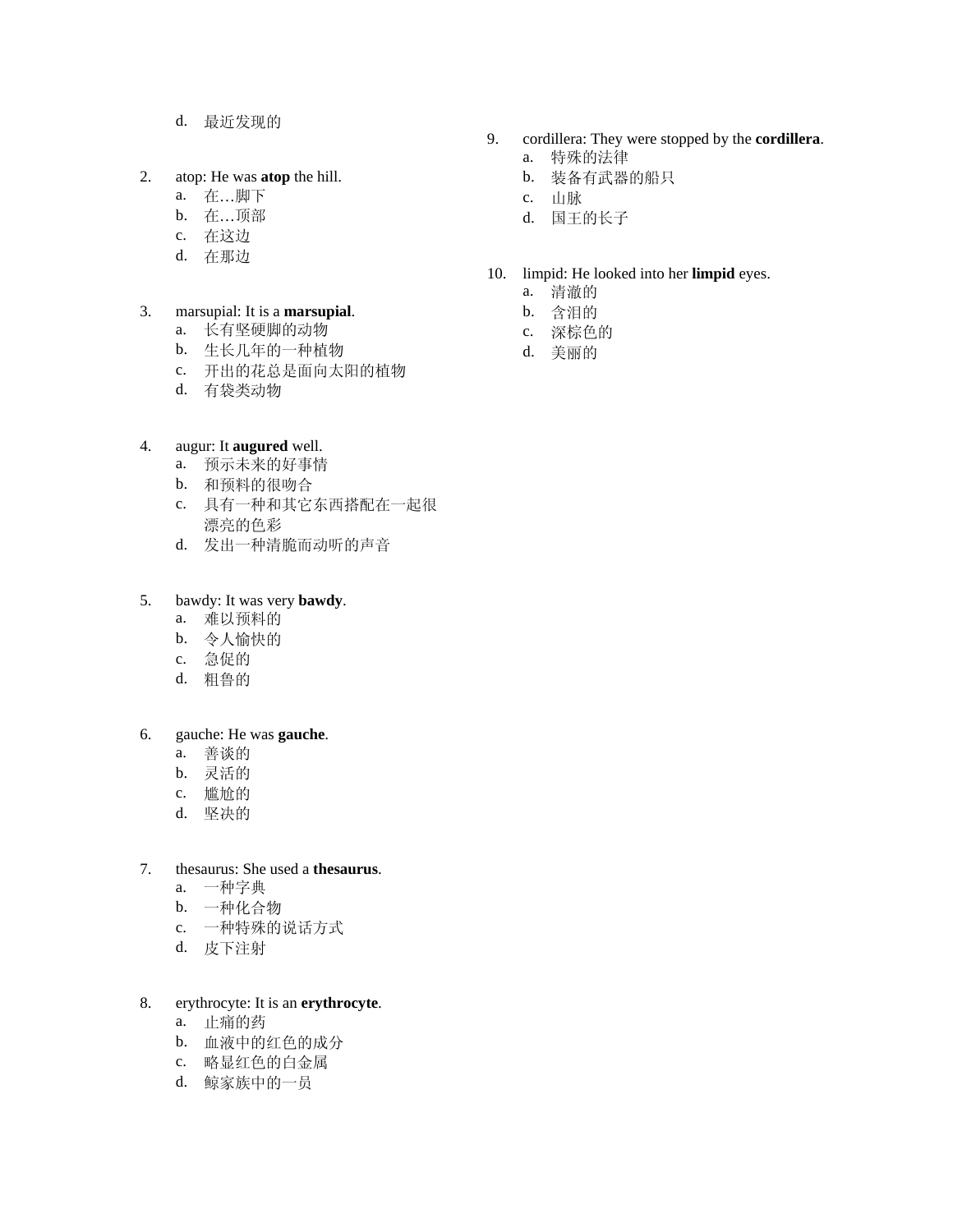d. 最近发现的

2. atop: He was **atop** the hill.
   a. 在…脚下
   b. 在…顶部
   c. 在这边
   d. 在那边

3. marsupial: It is a **marsupial**.
   a. 长有坚硬脚的动物
   b. 生长几年的一种植物
   c. 开出的花总是面向太阳的植物
   d. 有袋类动物

4. augur: It **augured** well.
   a. 预示未来的好事情
   b. 和预料的很吻合
   c. 具有一种和其它东西搭配在一起很漂亮的色彩
   d. 发出一种清脆而动听的声音

5. bawdy: It was very **bawdy**.
   a. 难以预料的
   b. 令人愉快的
   c. 急促的
   d. 粗鲁的

6. gauche: He was **gauche**.
   a. 善谈的
   b. 灵活的
   c. 尴尬的
   d. 坚决的

7. thesaurus: She used a **thesaurus**.
   a. 一种字典
   b. 一种化合物
   c. 一种特殊的说话方式
   d. 皮下注射

8. erythrocyte: It is an **erythrocyte**.
   a. 止痛的药
   b. 血液中的红色的成分
   c. 略显红色的白金属
   d. 鲸家族中的一员

9. cordillera: They were stopped by the **cordillera**.
   a. 特殊的法律
   b. 装备有武器的船只
   c. 山脉
   d. 国王的长子

10. limpid: He looked into her **limpid** eyes.
    a. 清澈的
    b. 含泪的
    c. 深棕色的
    d. 美丽的